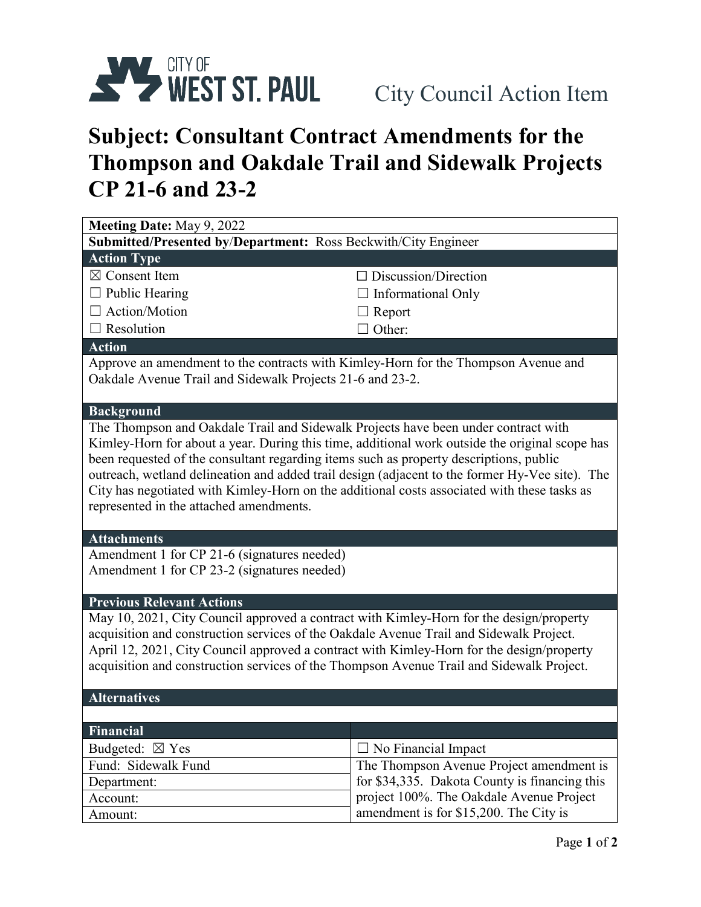CITY OF **WEST ST. PAUL** City Council Action Item

# Subject: Consultant Contract Amendments for the Thompson and Oakdale Trail and Sidewalk Projects CP 21-6 and 23-2

**Meeting Date:** May 9, 2022

**Submitted/Presented by/Department:** Ross Beckwith/City Engineer

### Action Type

| | |
|---|---|
| ☒ Consent Item | ☐ Discussion/Direction |
| ☐ Public Hearing | ☐ Informational Only |
| ☐ Action/Motion | ☐ Report |
| ☐ Resolution | ☐ Other: |

### Action

Approve an amendment to the contracts with Kimley-Horn for the Thompson Avenue and Oakdale Avenue Trail and Sidewalk Projects 21-6 and 23-2.

### Background

The Thompson and Oakdale Trail and Sidewalk Projects have been under contract with Kimley-Horn for about a year. During this time, additional work outside the original scope has been requested of the consultant regarding items such as property descriptions, public outreach, wetland delineation and added trail design (adjacent to the former Hy-Vee site). The City has negotiated with Kimley-Horn on the additional costs associated with these tasks as represented in the attached amendments.

### Attachments

Amendment 1 for CP 21-6 (signatures needed)
Amendment 1 for CP 23-2 (signatures needed)

### Previous Relevant Actions

May 10, 2021, City Council approved a contract with Kimley-Horn for the design/property acquisition and construction services of the Oakdale Avenue Trail and Sidewalk Project.
April 12, 2021, City Council approved a contract with Kimley-Horn for the design/property acquisition and construction services of the Thompson Avenue Trail and Sidewalk Project.

### Alternatives

### Financial

| | |
|---|---|
| Budgeted: ☒ Yes | ☐ No Financial Impact |
| Fund: Sidewalk Fund | The Thompson Avenue Project amendment is for $34,335. Dakota County is financing this project 100%. The Oakdale Avenue Project amendment is for $15,200. The City is |
| Department: | |
| Account: | |
| Amount: | |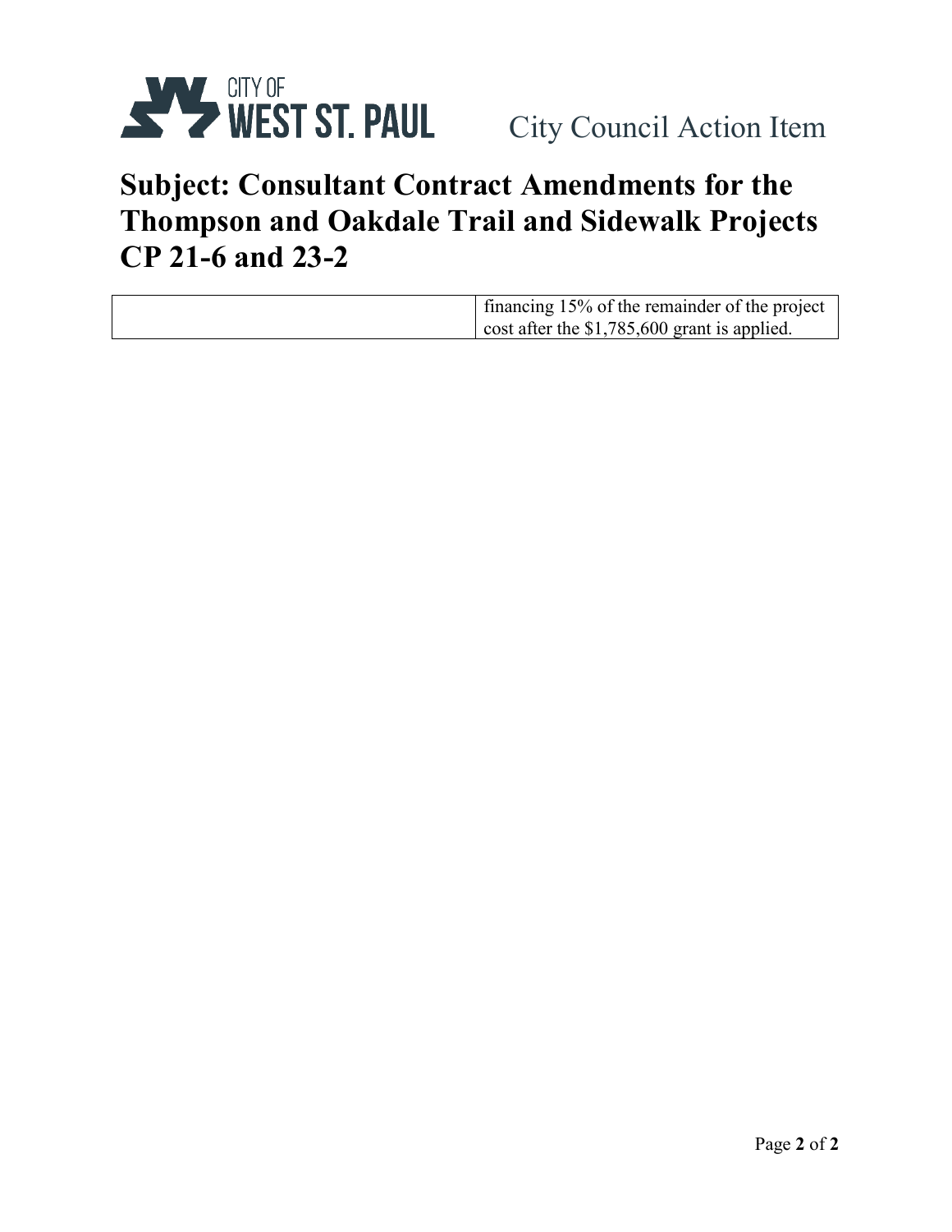# Subject: Consultant Contract Amendments for the Thompson and Oakdale Trail and Sidewalk Projects CP 21-6 and 23-2

| | |
|---|---|
| | financing 15% of the remainder of the project cost after the $1,785,600 grant is applied. |